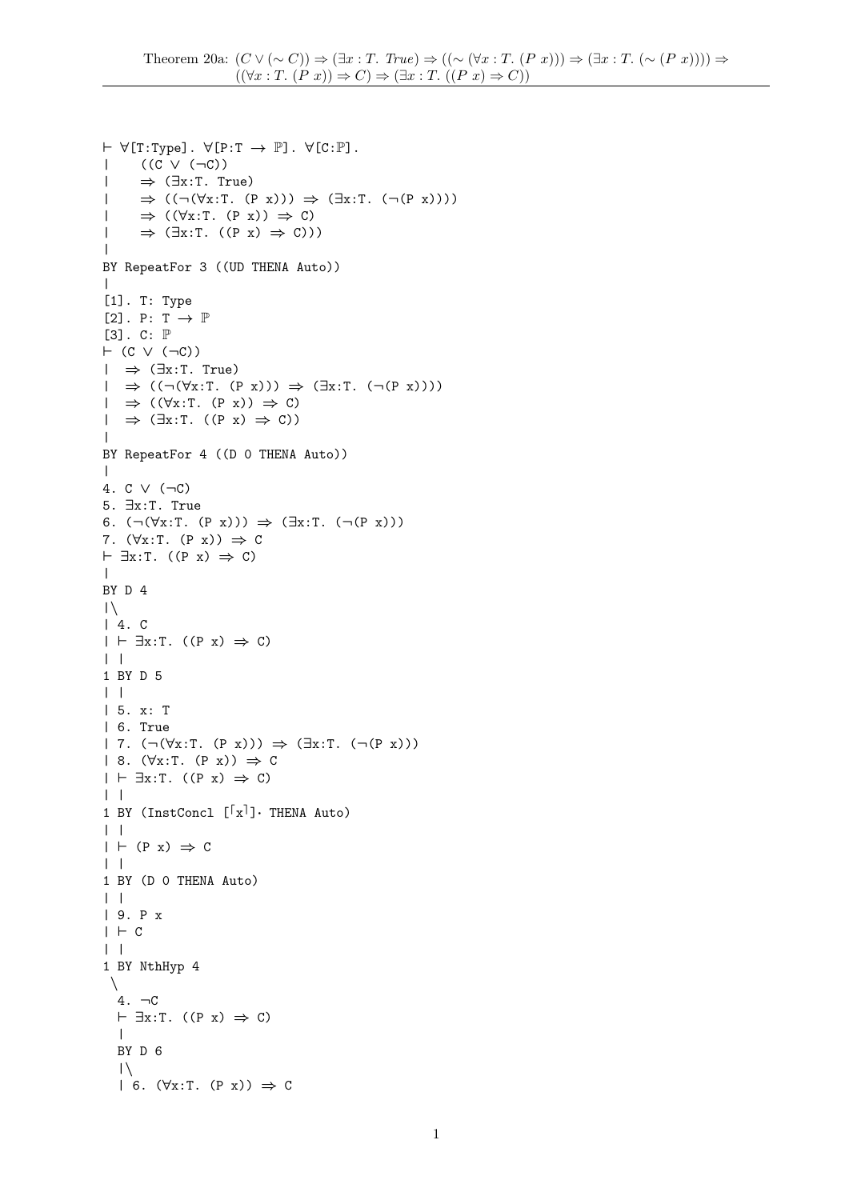Theorem 20a: $(C \vee (\sim C)) \Rightarrow (\exists x : T.\ True) \Rightarrow ((\sim (\forall x : T.\ (P\ x))) \Rightarrow (\exists x : T.\ (\sim (P\ x)))) \Rightarrow ((\forall x : T.\ (P\ x)) \Rightarrow C) \Rightarrow (\exists x : T.\ ((P\ x) \Rightarrow C))$

---

```
⊢ ∀[T:Type]. ∀[P:T → ℙ]. ∀[C:ℙ].
|    ((C ∨ (¬C))
|    ⇒ (∃x:T. True)
|    ⇒ ((¬(∀x:T. (P x))) ⇒ (∃x:T. (¬(P x))))
|    ⇒ ((∀x:T. (P x)) ⇒ C)
|    ⇒ (∃x:T. ((P x) ⇒ C)))
|
BY RepeatFor 3 ((UD THENA Auto))
|
[1]. T: Type
[2]. P: T → ℙ
[3]. C: ℙ
⊢ (C ∨ (¬C))
|  ⇒ (∃x:T. True)
|  ⇒ ((¬(∀x:T. (P x))) ⇒ (∃x:T. (¬(P x))))
|  ⇒ ((∀x:T. (P x)) ⇒ C)
|  ⇒ (∃x:T. ((P x) ⇒ C))
|
BY RepeatFor 4 ((D 0 THENA Auto))
|
4. C ∨ (¬C)
5. ∃x:T. True
6. (¬(∀x:T. (P x))) ⇒ (∃x:T. (¬(P x)))
7. (∀x:T. (P x)) ⇒ C
⊢ ∃x:T. ((P x) ⇒ C)
|
BY D 4
|\
| 4. C
| ⊢ ∃x:T. ((P x) ⇒ C)
| |
1 BY D 5
| |
| 5. x: T
| 6. True
| 7. (¬(∀x:T. (P x))) ⇒ (∃x:T. (¬(P x)))
| 8. (∀x:T. (P x)) ⇒ C
| ⊢ ∃x:T. ((P x) ⇒ C)
| |
1 BY (InstConcl [⌈x⌉]· THENA Auto)
| |
| ⊢ (P x) ⇒ C
| |
1 BY (D 0 THENA Auto)
| |
| 9. P x
| ⊢ C
| |
1 BY NthHyp 4
 \
  4. ¬C
  ⊢ ∃x:T. ((P x) ⇒ C)
  |
  BY D 6
  |\
  | 6. (∀x:T. (P x)) ⇒ C
```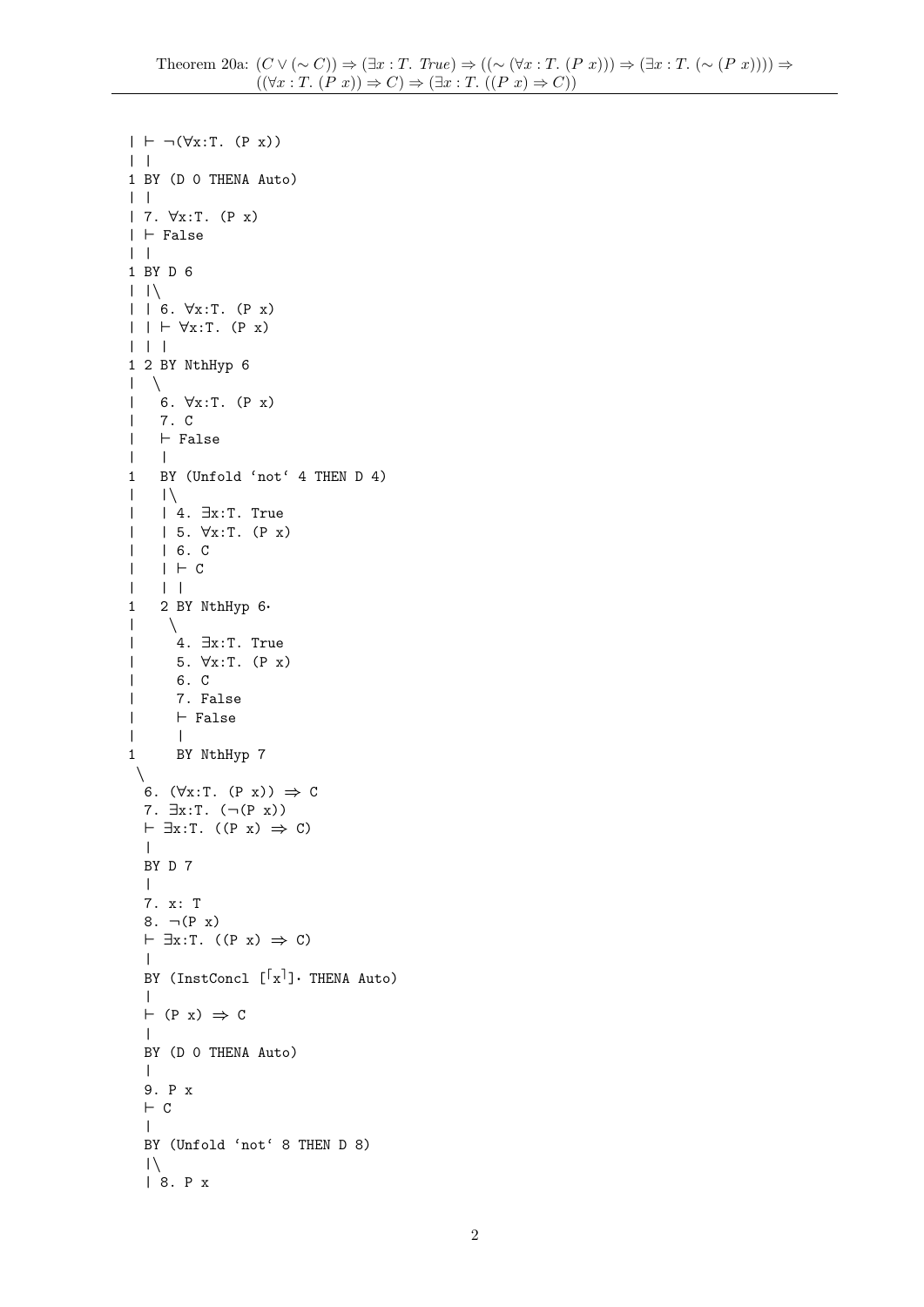Theorem 20a: $(C \vee (\sim C)) \Rightarrow (\exists x : T.\ True) \Rightarrow ((\sim (\forall x : T.\ (P\ x))) \Rightarrow (\exists x : T.\ (\sim (P\ x)))) \Rightarrow ((\forall x : T.\ (P\ x)) \Rightarrow C) \Rightarrow (\exists x : T.\ ((P\ x) \Rightarrow C))$

```
| ⊢ ¬(∀x:T. (P x))
| |
1 BY (D 0 THENA Auto)
| |
| 7. ∀x:T. (P x)
| ⊢ False
| |
1 BY D 6
| |\
| | 6. ∀x:T. (P x)
| | ⊢ ∀x:T. (P x)
| | |
1 2 BY NthHyp 6
|  \
|   6. ∀x:T. (P x)
|   7. C
|   ⊢ False
|   |
1   BY (Unfold `not` 4 THEN D 4)
|   |\
|   | 4. ∃x:T. True
|   | 5. ∀x:T. (P x)
|   | 6. C
|   | ⊢ C
|   | |
1   2 BY NthHyp 6·
|    \
|     4. ∃x:T. True
|     5. ∀x:T. (P x)
|     6. C
|     7. False
|     ⊢ False
|     |
1     BY NthHyp 7
 \
  6. (∀x:T. (P x)) ⇒ C
  7. ∃x:T. (¬(P x))
  ⊢ ∃x:T. ((P x) ⇒ C)
  |
  BY D 7
  |
  7. x: T
  8. ¬(P x)
  ⊢ ∃x:T. ((P x) ⇒ C)
  |
  BY (InstConcl [⌈x⌉]· THENA Auto)
  |
  ⊢ (P x) ⇒ C
  |
  BY (D 0 THENA Auto)
  |
  9. P x
  ⊢ C
  |
  BY (Unfold `not` 8 THEN D 8)
  |\
  | 8. P x
```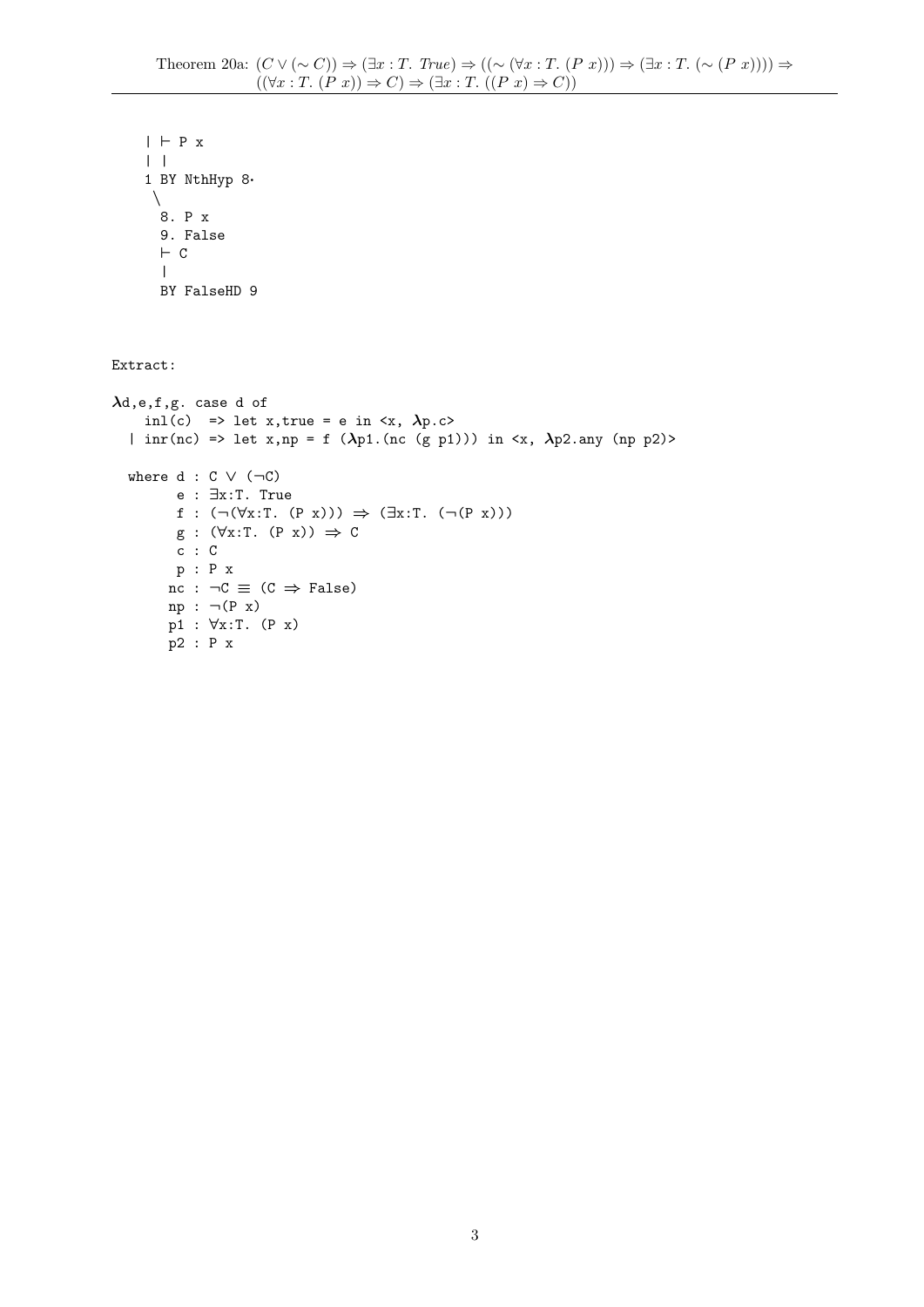```
| ⊢ P x
| |
1 BY NthHyp 8·
 \
  8. P x
  9. False
  ⊢ C
  |
  BY FalseHD 9
```

Extract:

```
λd,e,f,g. case d of
    inl(c)  => let x,true = e in <x, λp.c>
  | inr(nc) => let x,np = f (λp1.(nc (g p1))) in <x, λp2.any (np p2)>

  where d : C ∨ (¬C)
        e : ∃x:T. True
        f : (¬(∀x:T. (P x))) ⇒ (∃x:T. (¬(P x)))
        g : (∀x:T. (P x)) ⇒ C
        c : C
        p : P x
       nc : ¬C ≡ (C ⇒ False)
       np : ¬(P x)
       p1 : ∀x:T. (P x)
       p2 : P x
```